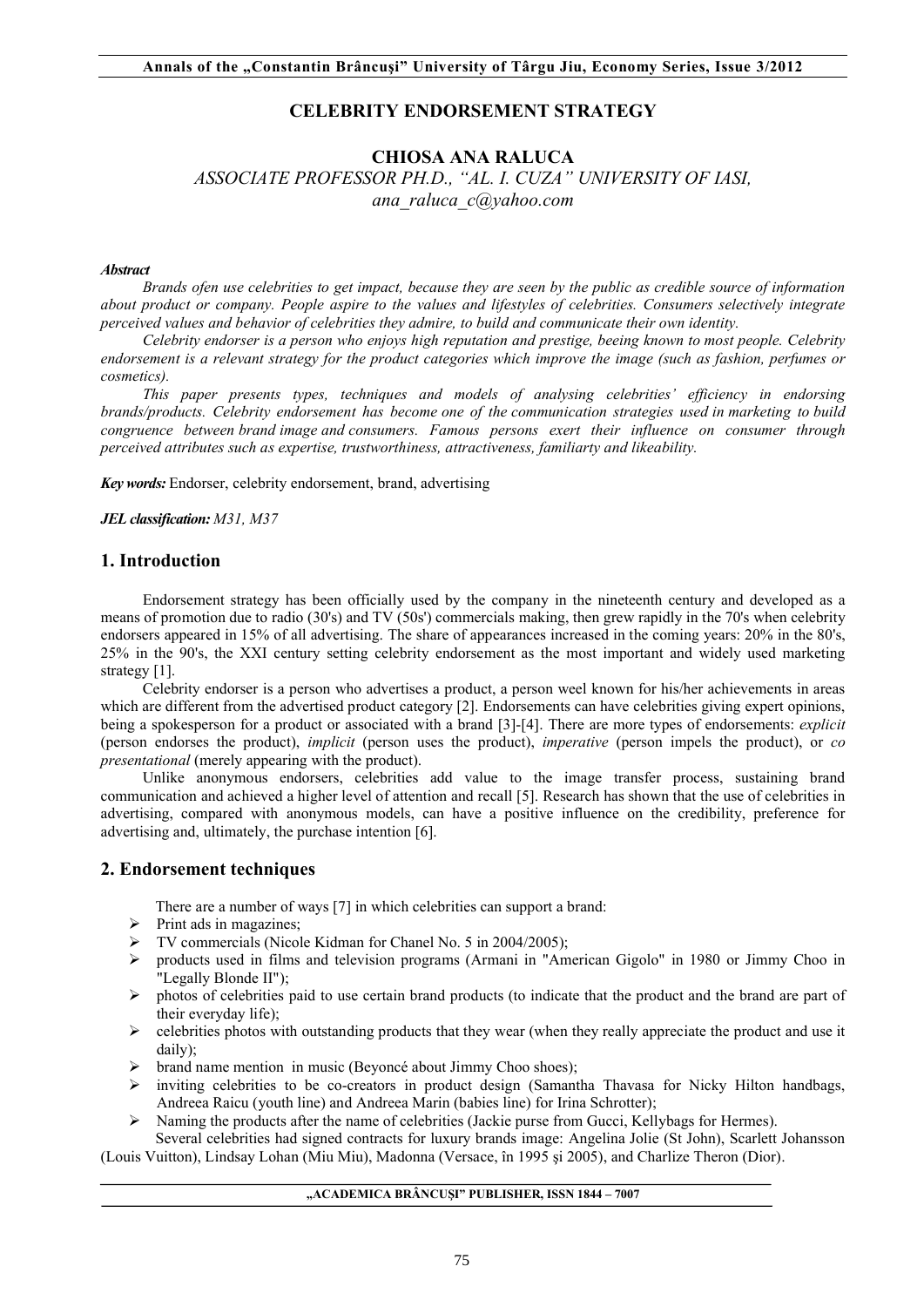# CELEBRITY ENDORSEMENT STRATEGY

**CHIOSA ANA RALUCA**
*ASSOCIATE PROFESSOR PH.D., "AL. I. CUZA" UNIVERSITY OF IASI,*
*ana_raluca_c@yahoo.com*

***Abstract***

*Brands ofen use celebrities to get impact, because they are seen by the public as credible source of information about product or company. People aspire to the values and lifestyles of celebrities. Consumers selectively integrate perceived values and behavior of celebrities they admire, to build and communicate their own identity.*

*Celebrity endorser is a person who enjoys high reputation and prestige, beeing known to most people. Celebrity endorsement is a relevant strategy for the product categories which improve the image (such as fashion, perfumes or cosmetics).*

*This paper presents types, techniques and models of analysing celebrities' efficiency in endorsing brands/products. Celebrity endorsement has become one of the communication strategies used in marketing to build congruence between brand image and consumers. Famous persons exert their influence on consumer through perceived attributes such as expertise, trustworthiness, attractiveness, familiarty and likeability.*

***Key words:*** Endorser, celebrity endorsement, brand, advertising

***JEL classification:*** *M31, M37*

## 1. Introduction

Endorsement strategy has been officially used by the company in the nineteenth century and developed as a means of promotion due to radio (30's) and TV (50s') commercials making, then grew rapidly in the 70's when celebrity endorsers appeared in 15% of all advertising. The share of appearances increased in the coming years: 20% in the 80's, 25% in the 90's, the XXI century setting celebrity endorsement as the most important and widely used marketing strategy [1].

Celebrity endorser is a person who advertises a product, a person weel known for his/her achievements in areas which are different from the advertised product category [2]. Endorsements can have celebrities giving expert opinions, being a spokesperson for a product or associated with a brand [3]-[4]. There are more types of endorsements: *explicit* (person endorses the product), *implicit* (person uses the product), *imperative* (person impels the product), or *co presentational* (merely appearing with the product).

Unlike anonymous endorsers, celebrities add value to the image transfer process, sustaining brand communication and achieved a higher level of attention and recall [5]. Research has shown that the use of celebrities in advertising, compared with anonymous models, can have a positive influence on the credibility, preference for advertising and, ultimately, the purchase intention [6].

## 2. Endorsement techniques

There are a number of ways [7] in which celebrities can support a brand:

- Print ads in magazines;
- TV commercials (Nicole Kidman for Chanel No. 5 in 2004/2005);
- products used in films and television programs (Armani in "American Gigolo" in 1980 or Jimmy Choo in "Legally Blonde II");
- photos of celebrities paid to use certain brand products (to indicate that the product and the brand are part of their everyday life);
- celebrities photos with outstanding products that they wear (when they really appreciate the product and use it daily);
- brand name mention in music (Beyoncé about Jimmy Choo shoes);
- inviting celebrities to be co-creators in product design (Samantha Thavasa for Nicky Hilton handbags, Andreea Raicu (youth line) and Andreea Marin (babies line) for Irina Schrotter);
- Naming the products after the name of celebrities (Jackie purse from Gucci, Kellybags for Hermes).

Several celebrities had signed contracts for luxury brands image: Angelina Jolie (St John), Scarlett Johansson (Louis Vuitton), Lindsay Lohan (Miu Miu), Madonna (Versace, în 1995 şi 2005), and Charlize Theron (Dior).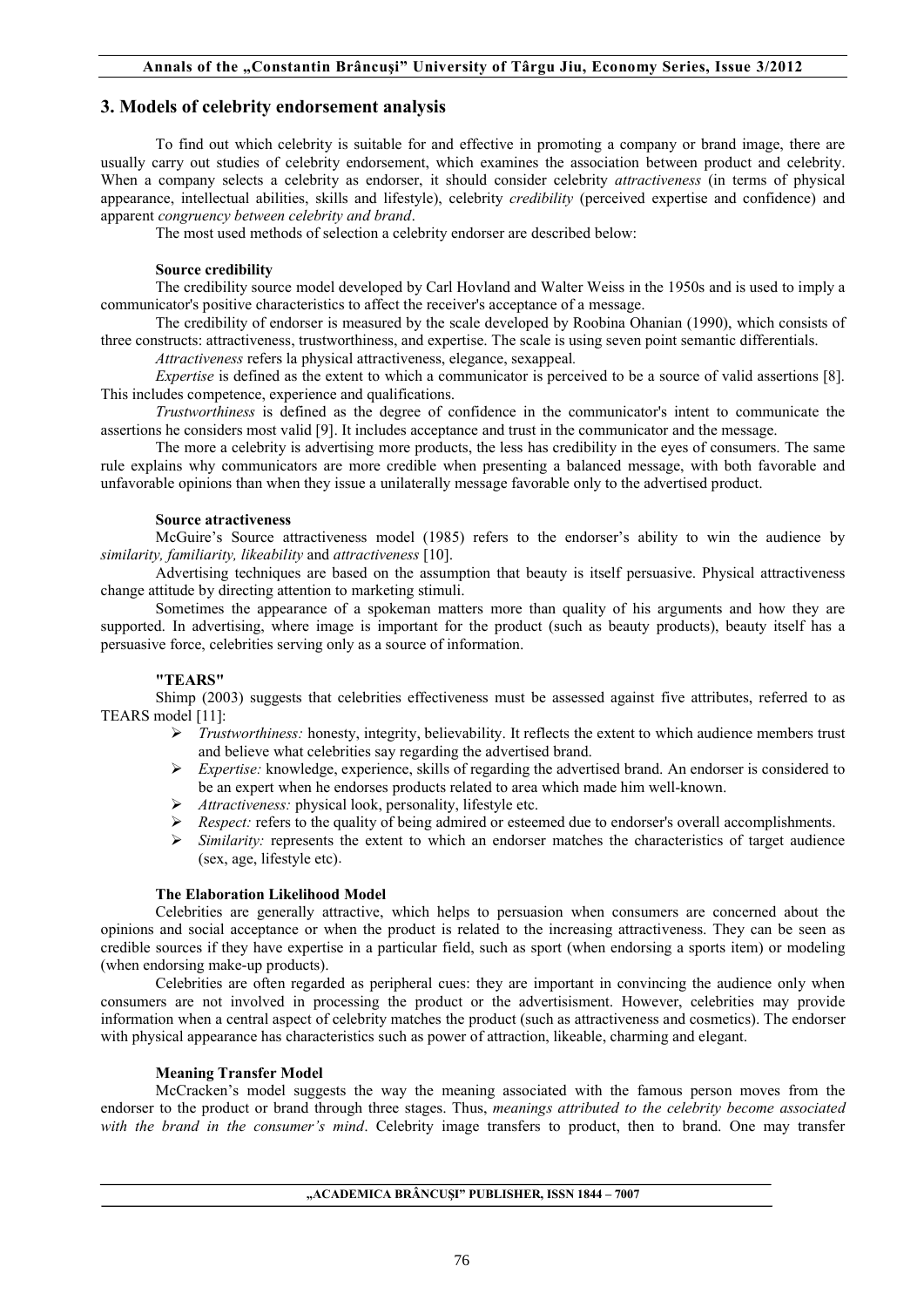## 3. Models of celebrity endorsement analysis

To find out which celebrity is suitable for and effective in promoting a company or brand image, there are usually carry out studies of celebrity endorsement, which examines the association between product and celebrity. When a company selects a celebrity as endorser, it should consider celebrity *attractiveness* (in terms of physical appearance, intellectual abilities, skills and lifestyle), celebrity *credibility* (perceived expertise and confidence) and apparent *congruency between celebrity and brand*.

The most used methods of selection a celebrity endorser are described below:

**Source credibility**

The credibility source model developed by Carl Hovland and Walter Weiss in the 1950s and is used to imply a communicator's positive characteristics to affect the receiver's acceptance of a message.

The credibility of endorser is measured by the scale developed by Roobina Ohanian (1990), which consists of three constructs: attractiveness, trustworthiness, and expertise. The scale is using seven point semantic differentials.

*Attractiveness* refers la physical attractiveness, elegance, sexappeal.

*Expertise* is defined as the extent to which a communicator is perceived to be a source of valid assertions [8]. This includes competence, experience and qualifications.

*Trustworthiness* is defined as the degree of confidence in the communicator's intent to communicate the assertions he considers most valid [9]. It includes acceptance and trust in the communicator and the message.

The more a celebrity is advertising more products, the less has credibility in the eyes of consumers. The same rule explains why communicators are more credible when presenting a balanced message, with both favorable and unfavorable opinions than when they issue a unilaterally message favorable only to the advertised product.

**Source atractiveness**

McGuire's Source attractiveness model (1985) refers to the endorser's ability to win the audience by *similarity, familiarity, likeability* and *attractiveness* [10].

Advertising techniques are based on the assumption that beauty is itself persuasive. Physical attractiveness change attitude by directing attention to marketing stimuli.

Sometimes the appearance of a spokeman matters more than quality of his arguments and how they are supported. In advertising, where image is important for the product (such as beauty products), beauty itself has a persuasive force, celebrities serving only as a source of information.

**"TEARS"**

Shimp (2003) suggests that celebrities effectiveness must be assessed against five attributes, referred to as TEARS model [11]:

- *Trustworthiness:* honesty, integrity, believability. It reflects the extent to which audience members trust and believe what celebrities say regarding the advertised brand.
- *Expertise:* knowledge, experience, skills of regarding the advertised brand. An endorser is considered to be an expert when he endorses products related to area which made him well-known.
- *Attractiveness:* physical look, personality, lifestyle etc.
- *Respect:* refers to the quality of being admired or esteemed due to endorser's overall accomplishments.
- *Similarity:* represents the extent to which an endorser matches the characteristics of target audience (sex, age, lifestyle etc).

**The Elaboration Likelihood Model**

Celebrities are generally attractive, which helps to persuasion when consumers are concerned about the opinions and social acceptance or when the product is related to the increasing attractiveness. They can be seen as credible sources if they have expertise in a particular field, such as sport (when endorsing a sports item) or modeling (when endorsing make-up products).

Celebrities are often regarded as peripheral cues: they are important in convincing the audience only when consumers are not involved in processing the product or the advertisisment. However, celebrities may provide information when a central aspect of celebrity matches the product (such as attractiveness and cosmetics). The endorser with physical appearance has characteristics such as power of attraction, likeable, charming and elegant.

**Meaning Transfer Model**

McCracken's model suggests the way the meaning associated with the famous person moves from the endorser to the product or brand through three stages. Thus, *meanings attributed to the celebrity become associated with the brand in the consumer's mind*. Celebrity image transfers to product, then to brand. One may transfer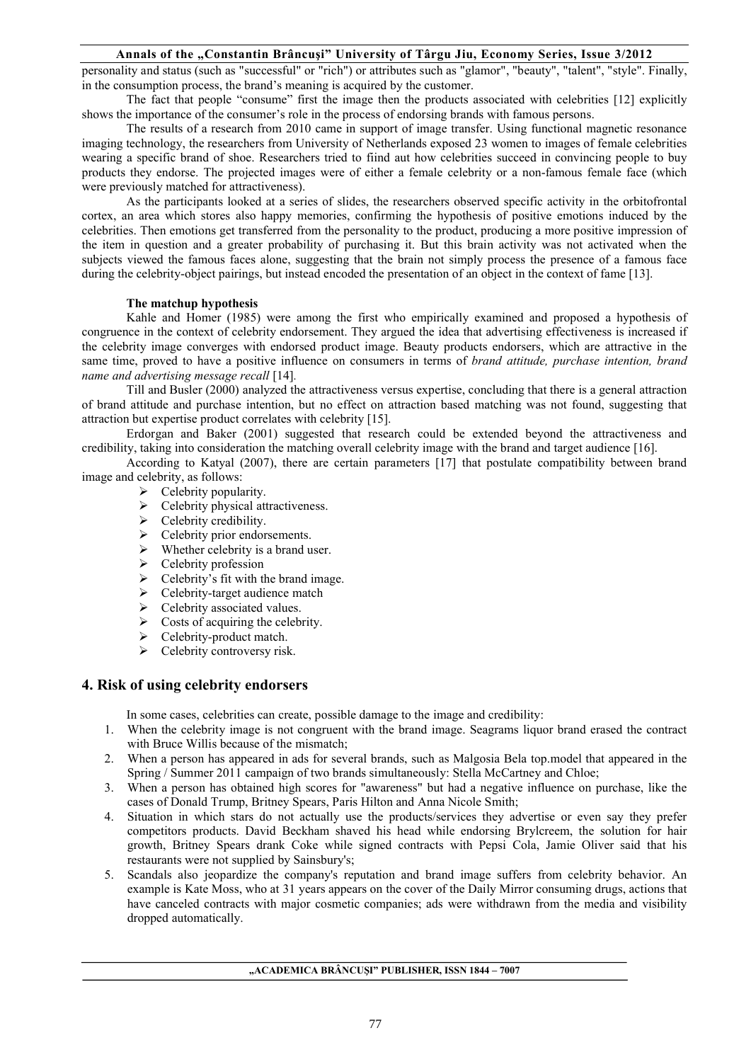personality and status (such as "successful" or "rich") or attributes such as "glamor", "beauty", "talent", "style". Finally, in the consumption process, the brand's meaning is acquired by the customer.

The fact that people "consume" first the image then the products associated with celebrities [12] explicitly shows the importance of the consumer's role in the process of endorsing brands with famous persons.

The results of a research from 2010 came in support of image transfer. Using functional magnetic resonance imaging technology, the researchers from University of Netherlands exposed 23 women to images of female celebrities wearing a specific brand of shoe. Researchers tried to fiind aut how celebrities succeed in convincing people to buy products they endorse. The projected images were of either a female celebrity or a non-famous female face (which were previously matched for attractiveness).

As the participants looked at a series of slides, the researchers observed specific activity in the orbitofrontal cortex, an area which stores also happy memories, confirming the hypothesis of positive emotions induced by the celebrities. Then emotions get transferred from the personality to the product, producing a more positive impression of the item in question and a greater probability of purchasing it. But this brain activity was not activated when the subjects viewed the famous faces alone, suggesting that the brain not simply process the presence of a famous face during the celebrity-object pairings, but instead encoded the presentation of an object in the context of fame [13].

### The matchup hypothesis

Kahle and Homer (1985) were among the first who empirically examined and proposed a hypothesis of congruence in the context of celebrity endorsement. They argued the idea that advertising effectiveness is increased if the celebrity image converges with endorsed product image. Beauty products endorsers, which are attractive in the same time, proved to have a positive influence on consumers in terms of *brand attitude, purchase intention, brand name and advertising message recall* [14].

Till and Busler (2000) analyzed the attractiveness versus expertise, concluding that there is a general attraction of brand attitude and purchase intention, but no effect on attraction based matching was not found, suggesting that attraction but expertise product correlates with celebrity [15].

Erdorgan and Baker (2001) suggested that research could be extended beyond the attractiveness and credibility, taking into consideration the matching overall celebrity image with the brand and target audience [16].

According to Katyal (2007), there are certain parameters [17] that postulate compatibility between brand image and celebrity, as follows:

- Celebrity popularity.
- Celebrity physical attractiveness.
- Celebrity credibility.
- Celebrity prior endorsements.
- Whether celebrity is a brand user.
- Celebrity profession
- Celebrity's fit with the brand image.
- Celebrity-target audience match
- Celebrity associated values.
- Costs of acquiring the celebrity.
- Celebrity-product match.
- Celebrity controversy risk.

## 4. Risk of using celebrity endorsers

In some cases, celebrities can create, possible damage to the image and credibility:

1. When the celebrity image is not congruent with the brand image. Seagrams liquor brand erased the contract with Bruce Willis because of the mismatch;
2. When a person has appeared in ads for several brands, such as Malgosia Bela top.model that appeared in the Spring / Summer 2011 campaign of two brands simultaneously: Stella McCartney and Chloe;
3. When a person has obtained high scores for "awareness" but had a negative influence on purchase, like the cases of Donald Trump, Britney Spears, Paris Hilton and Anna Nicole Smith;
4. Situation in which stars do not actually use the products/services they advertise or even say they prefer competitors products. David Beckham shaved his head while endorsing Brylcreem, the solution for hair growth, Britney Spears drank Coke while signed contracts with Pepsi Cola, Jamie Oliver said that his restaurants were not supplied by Sainsbury's;
5. Scandals also jeopardize the company's reputation and brand image suffers from celebrity behavior. An example is Kate Moss, who at 31 years appears on the cover of the Daily Mirror consuming drugs, actions that have canceled contracts with major cosmetic companies; ads were withdrawn from the media and visibility dropped automatically.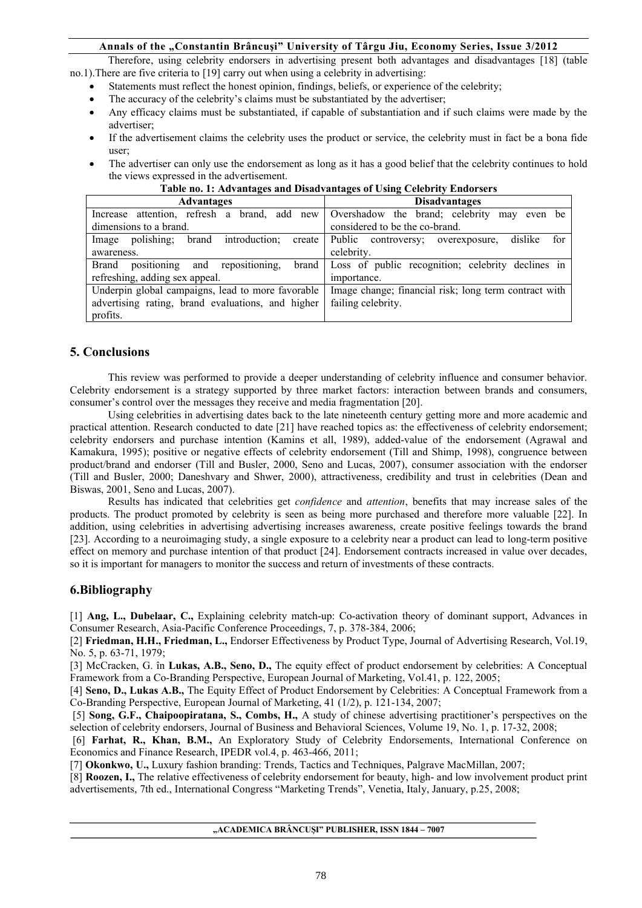Therefore, using celebrity endorsers in advertising present both advantages and disadvantages [18] (table no.1).There are five criteria to [19] carry out when using a celebrity in advertising:

- Statements must reflect the honest opinion, findings, beliefs, or experience of the celebrity;
- The accuracy of the celebrity's claims must be substantiated by the advertiser;
- Any efficacy claims must be substantiated, if capable of substantiation and if such claims were made by the advertiser;
- If the advertisement claims the celebrity uses the product or service, the celebrity must in fact be a bona fide user;
- The advertiser can only use the endorsement as long as it has a good belief that the celebrity continues to hold the views expressed in the advertisement.

**Table no. 1: Advantages and Disadvantages of Using Celebrity Endorsers**

| Advantages | Disadvantages |
|---|---|
| Increase attention, refresh a brand, add new dimensions to a brand. | Overshadow the brand; celebrity may even be considered to be the co-brand. |
| Image polishing; brand introduction; create awareness. | Public controversy; overexposure, dislike for celebrity. |
| Brand positioning and repositioning, brand refreshing, adding sex appeal. | Loss of public recognition; celebrity declines in importance. |
| Underpin global campaigns, lead to more favorable advertising rating, brand evaluations, and higher profits. | Image change; financial risk; long term contract with failing celebrity. |

## 5. Conclusions

This review was performed to provide a deeper understanding of celebrity influence and consumer behavior. Celebrity endorsement is a strategy supported by three market factors: interaction between brands and consumers, consumer's control over the messages they receive and media fragmentation [20].

Using celebrities in advertising dates back to the late nineteenth century getting more and more academic and practical attention. Research conducted to date [21] have reached topics as: the effectiveness of celebrity endorsement; celebrity endorsers and purchase intention (Kamins et all, 1989), added-value of the endorsement (Agrawal and Kamakura, 1995); positive or negative effects of celebrity endorsement (Till and Shimp, 1998), congruence between product/brand and endorser (Till and Busler, 2000, Seno and Lucas, 2007), consumer association with the endorser (Till and Busler, 2000; Daneshvary and Shwer, 2000), attractiveness, credibility and trust in celebrities (Dean and Biswas, 2001, Seno and Lucas, 2007).

Results has indicated that celebrities get *confidence* and *attention*, benefits that may increase sales of the products. The product promoted by celebrity is seen as being more purchased and therefore more valuable [22]. In addition, using celebrities in advertising advertising increases awareness, create positive feelings towards the brand [23]. According to a neuroimaging study, a single exposure to a celebrity near a product can lead to long-term positive effect on memory and purchase intention of that product [24]. Endorsement contracts increased in value over decades, so it is important for managers to monitor the success and return of investments of these contracts.

## 6.Bibliography

[1] **Ang, L., Dubelaar, C.,** Explaining celebrity match-up: Co-activation theory of dominant support, Advances in Consumer Research, Asia-Pacific Conference Proceedings, 7, p. 378-384, 2006;

[2] **Friedman, H.H., Friedman, L.,** Endorser Effectiveness by Product Type, Journal of Advertising Research, Vol.19, No. 5, p. 63-71, 1979;

[3] McCracken, G. în **Lukas, A.B., Seno, D.,** The equity effect of product endorsement by celebrities: A Conceptual Framework from a Co-Branding Perspective, European Journal of Marketing, Vol.41, p. 122, 2005;

[4] **Seno, D., Lukas A.B.,** The Equity Effect of Product Endorsement by Celebrities: A Conceptual Framework from a Co-Branding Perspective, European Journal of Marketing, 41 (1/2), p. 121-134, 2007;

[5] **Song, G.F., Chaipoopiratana, S., Combs, H.,** A study of chinese advertising practitioner's perspectives on the selection of celebrity endorsers, Journal of Business and Behavioral Sciences, Volume 19, No. 1, p. 17-32, 2008;

[6] **Farhat, R., Khan, B.M.,** An Exploratory Study of Celebrity Endorsements, International Conference on Economics and Finance Research, IPEDR vol.4, p. 463-466, 2011;

[7] **Okonkwo, U.,** Luxury fashion branding: Trends, Tactics and Techniques, Palgrave MacMillan, 2007;

[8] **Roozen, I.,** The relative effectiveness of celebrity endorsement for beauty, high- and low involvement product print advertisements, 7th ed., International Congress "Marketing Trends", Venetia, Italy, January, p.25, 2008;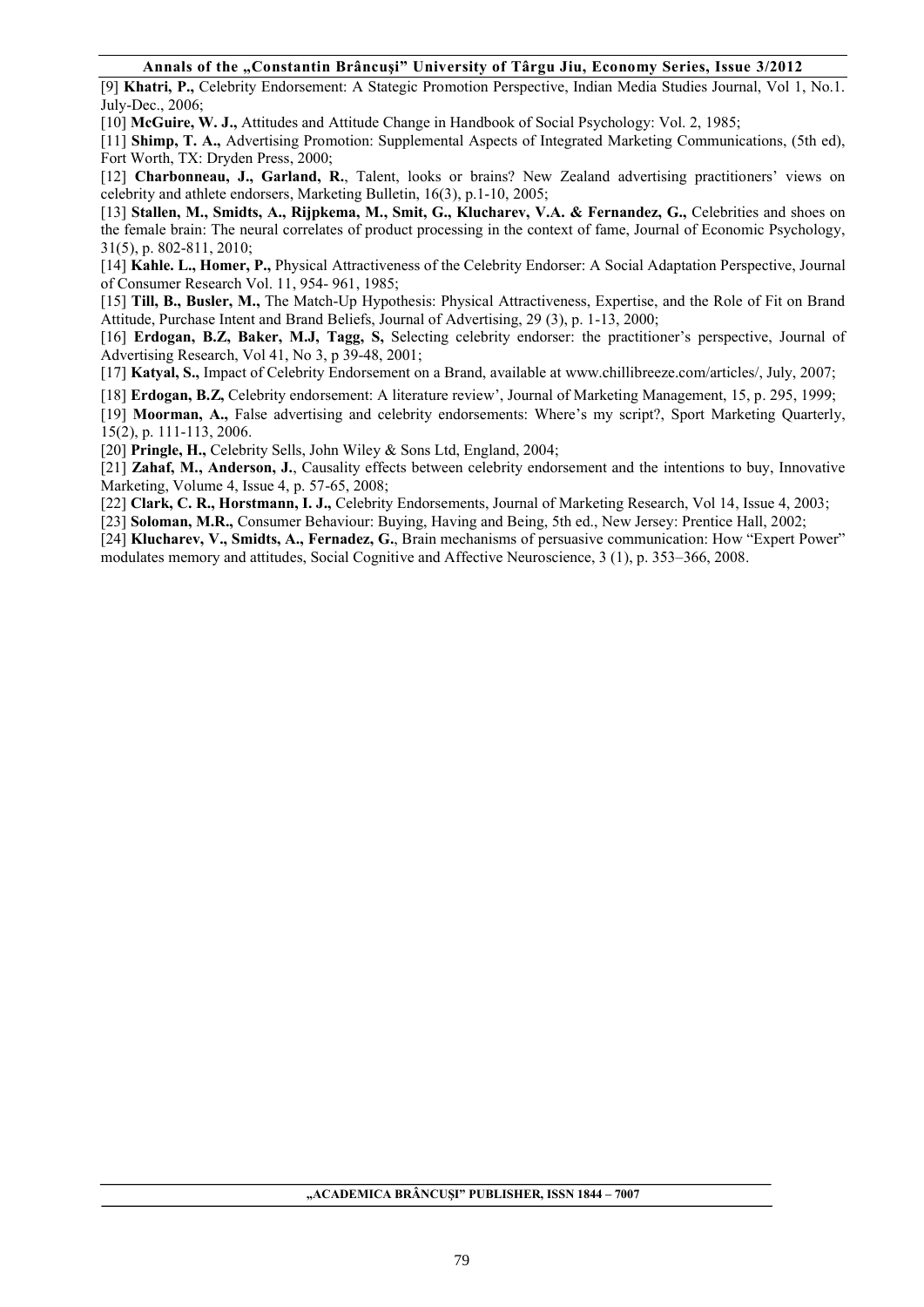[9] **Khatri, P.,** Celebrity Endorsement: A Stategic Promotion Perspective, Indian Media Studies Journal, Vol 1, No.1. July-Dec., 2006;

[10] **McGuire, W. J.,** Attitudes and Attitude Change in Handbook of Social Psychology: Vol. 2, 1985;

[11] **Shimp, T. A.,** Advertising Promotion: Supplemental Aspects of Integrated Marketing Communications, (5th ed), Fort Worth, TX: Dryden Press, 2000;

[12] **Charbonneau, J., Garland, R.**, Talent, looks or brains? New Zealand advertising practitioners' views on celebrity and athlete endorsers, Marketing Bulletin, 16(3), p.1-10, 2005;

[13] **Stallen, M., Smidts, A., Rijpkema, M., Smit, G., Klucharev, V.A. & Fernandez, G.,** Celebrities and shoes on the female brain: The neural correlates of product processing in the context of fame, Journal of Economic Psychology, 31(5), p. 802-811, 2010;

[14] **Kahle. L., Homer, P.,** Physical Attractiveness of the Celebrity Endorser: A Social Adaptation Perspective, Journal of Consumer Research Vol. 11, 954- 961, 1985;

[15] **Till, B., Busler, M.,** The Match-Up Hypothesis: Physical Attractiveness, Expertise, and the Role of Fit on Brand Attitude, Purchase Intent and Brand Beliefs, Journal of Advertising, 29 (3), p. 1-13, 2000;

[16] **Erdogan, B.Z, Baker, M.J, Tagg, S,** Selecting celebrity endorser: the practitioner's perspective, Journal of Advertising Research, Vol 41, No 3, p 39-48, 2001;

[17] **Katyal, S.,** Impact of Celebrity Endorsement on a Brand, available at www.chillibreeze.com/articles/, July, 2007;

[18] **Erdogan, B.Z,** Celebrity endorsement: A literature review', Journal of Marketing Management, 15, p. 295, 1999;

[19] **Moorman, A.,** False advertising and celebrity endorsements: Where's my script?, Sport Marketing Quarterly, 15(2), p. 111-113, 2006.

[20] **Pringle, H.,** Celebrity Sells, John Wiley & Sons Ltd, England, 2004;

[21] **Zahaf, M., Anderson, J.**, Causality effects between celebrity endorsement and the intentions to buy, Innovative Marketing, Volume 4, Issue 4, p. 57-65, 2008;

[22] **Clark, C. R., Horstmann, I. J.,** Celebrity Endorsements, Journal of Marketing Research, Vol 14, Issue 4, 2003;

[23] **Soloman, M.R.,** Consumer Behaviour: Buying, Having and Being, 5th ed., New Jersey: Prentice Hall, 2002;

[24] **Klucharev, V., Smidts, A., Fernadez, G.**, Brain mechanisms of persuasive communication: How "Expert Power" modulates memory and attitudes, Social Cognitive and Affective Neuroscience, 3 (1), p. 353–366, 2008.